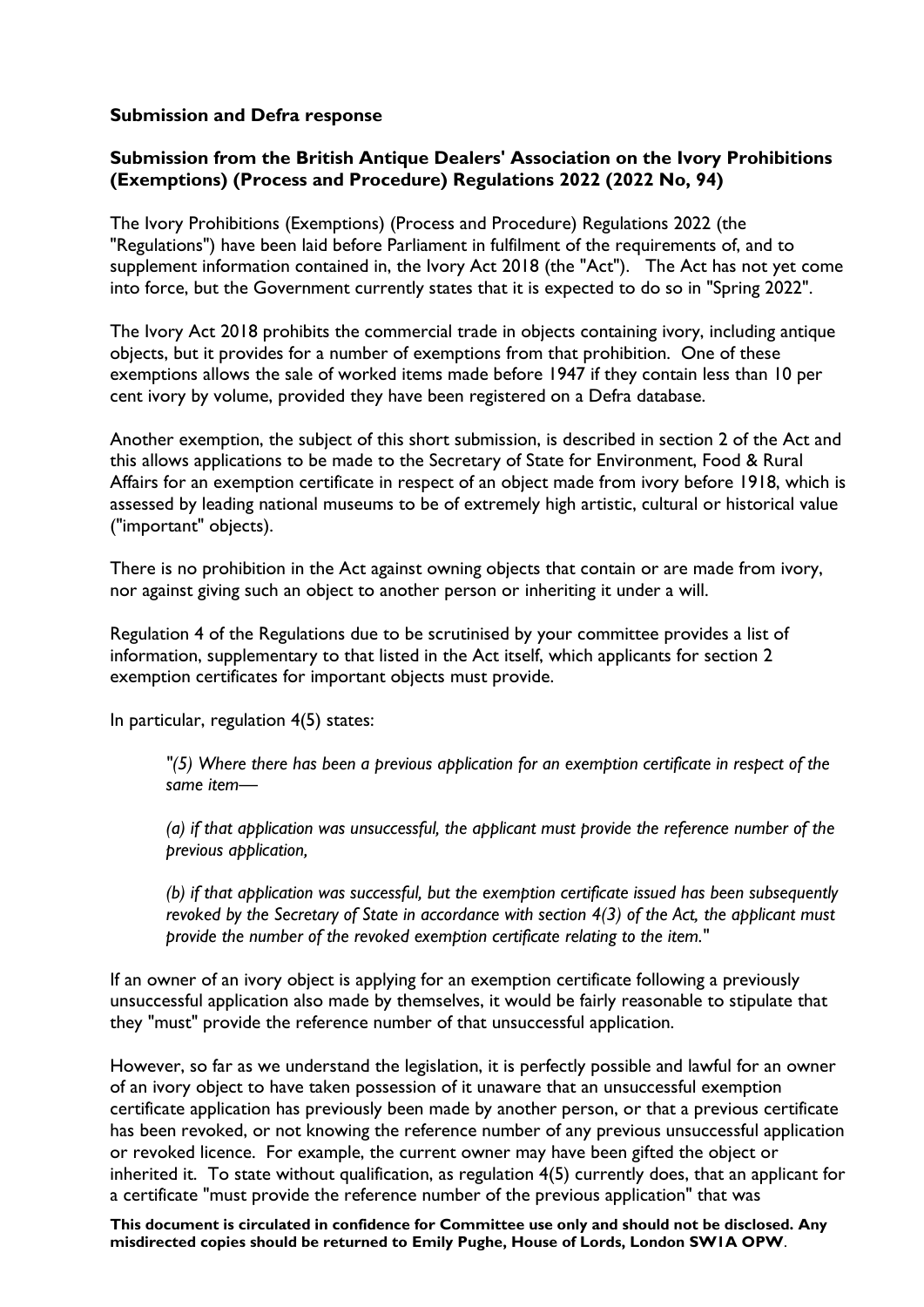**Submission and Defra response**

**Submission from the British Antique Dealers' Association on the Ivory Prohibitions (Exemptions) (Process and Procedure) Regulations 2022 (2022 No, 94)**

The Ivory Prohibitions (Exemptions) (Process and Procedure) Regulations 2022 (the "Regulations") have been laid before Parliament in fulfilment of the requirements of, and to supplement information contained in, the Ivory Act 2018 (the "Act"). The Act has not yet come into force, but the Government currently states that it is expected to do so in "Spring 2022".

The Ivory Act 2018 prohibits the commercial trade in objects containing ivory, including antique objects, but it provides for a number of exemptions from that prohibition. One of these exemptions allows the sale of worked items made before 1947 if they contain less than 10 per cent ivory by volume, provided they have been registered on a Defra database.

Another exemption, the subject of this short submission, is described in section 2 of the Act and this allows applications to be made to the Secretary of State for Environment, Food & Rural Affairs for an exemption certificate in respect of an object made from ivory before 1918, which is assessed by leading national museums to be of extremely high artistic, cultural or historical value ("important" objects).

There is no prohibition in the Act against owning objects that contain or are made from ivory, nor against giving such an object to another person or inheriting it under a will.

Regulation 4 of the Regulations due to be scrutinised by your committee provides a list of information, supplementary to that listed in the Act itself, which applicants for section 2 exemption certificates for important objects must provide.

In particular, regulation 4(5) states:

> *"(5) Where there has been a previous application for an exemption certificate in respect of the same item—*
>
> *(a) if that application was unsuccessful, the applicant must provide the reference number of the previous application,*
>
> *(b) if that application was successful, but the exemption certificate issued has been subsequently revoked by the Secretary of State in accordance with section 4(3) of the Act, the applicant must provide the number of the revoked exemption certificate relating to the item."*

If an owner of an ivory object is applying for an exemption certificate following a previously unsuccessful application also made by themselves, it would be fairly reasonable to stipulate that they "must" provide the reference number of that unsuccessful application.

However, so far as we understand the legislation, it is perfectly possible and lawful for an owner of an ivory object to have taken possession of it unaware that an unsuccessful exemption certificate application has previously been made by another person, or that a previous certificate has been revoked, or not knowing the reference number of any previous unsuccessful application or revoked licence. For example, the current owner may have been gifted the object or inherited it. To state without qualification, as regulation 4(5) currently does, that an applicant for a certificate "must provide the reference number of the previous application" that was

**This document is circulated in confidence for Committee use only and should not be disclosed. Any misdirected copies should be returned to Emily Pughe, House of Lords, London SW1A OPW**.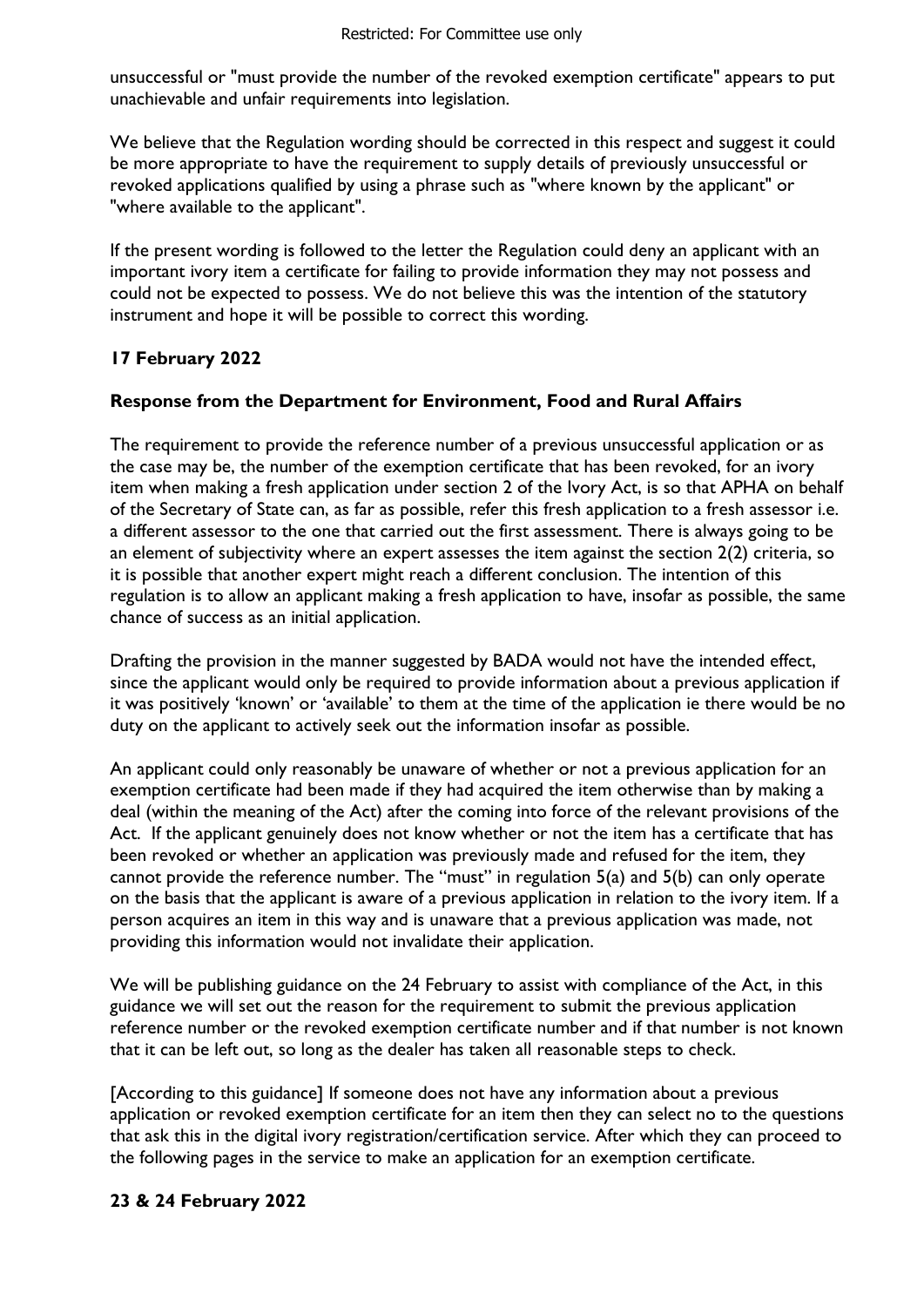unsuccessful or "must provide the number of the revoked exemption certificate" appears to put unachievable and unfair requirements into legislation.

We believe that the Regulation wording should be corrected in this respect and suggest it could be more appropriate to have the requirement to supply details of previously unsuccessful or revoked applications qualified by using a phrase such as "where known by the applicant" or "where available to the applicant".

If the present wording is followed to the letter the Regulation could deny an applicant with an important ivory item a certificate for failing to provide information they may not possess and could not be expected to possess. We do not believe this was the intention of the statutory instrument and hope it will be possible to correct this wording.

**17 February 2022**

**Response from the Department for Environment, Food and Rural Affairs**

The requirement to provide the reference number of a previous unsuccessful application or as the case may be, the number of the exemption certificate that has been revoked, for an ivory item when making a fresh application under section 2 of the Ivory Act, is so that APHA on behalf of the Secretary of State can, as far as possible, refer this fresh application to a fresh assessor i.e. a different assessor to the one that carried out the first assessment. There is always going to be an element of subjectivity where an expert assesses the item against the section 2(2) criteria, so it is possible that another expert might reach a different conclusion. The intention of this regulation is to allow an applicant making a fresh application to have, insofar as possible, the same chance of success as an initial application.

Drafting the provision in the manner suggested by BADA would not have the intended effect, since the applicant would only be required to provide information about a previous application if it was positively 'known' or 'available' to them at the time of the application ie there would be no duty on the applicant to actively seek out the information insofar as possible.

An applicant could only reasonably be unaware of whether or not a previous application for an exemption certificate had been made if they had acquired the item otherwise than by making a deal (within the meaning of the Act) after the coming into force of the relevant provisions of the Act. If the applicant genuinely does not know whether or not the item has a certificate that has been revoked or whether an application was previously made and refused for the item, they cannot provide the reference number. The "must" in regulation 5(a) and 5(b) can only operate on the basis that the applicant is aware of a previous application in relation to the ivory item. If a person acquires an item in this way and is unaware that a previous application was made, not providing this information would not invalidate their application.

We will be publishing guidance on the 24 February to assist with compliance of the Act, in this guidance we will set out the reason for the requirement to submit the previous application reference number or the revoked exemption certificate number and if that number is not known that it can be left out, so long as the dealer has taken all reasonable steps to check.

[According to this guidance] If someone does not have any information about a previous application or revoked exemption certificate for an item then they can select no to the questions that ask this in the digital ivory registration/certification service. After which they can proceed to the following pages in the service to make an application for an exemption certificate.

**23 & 24 February 2022**